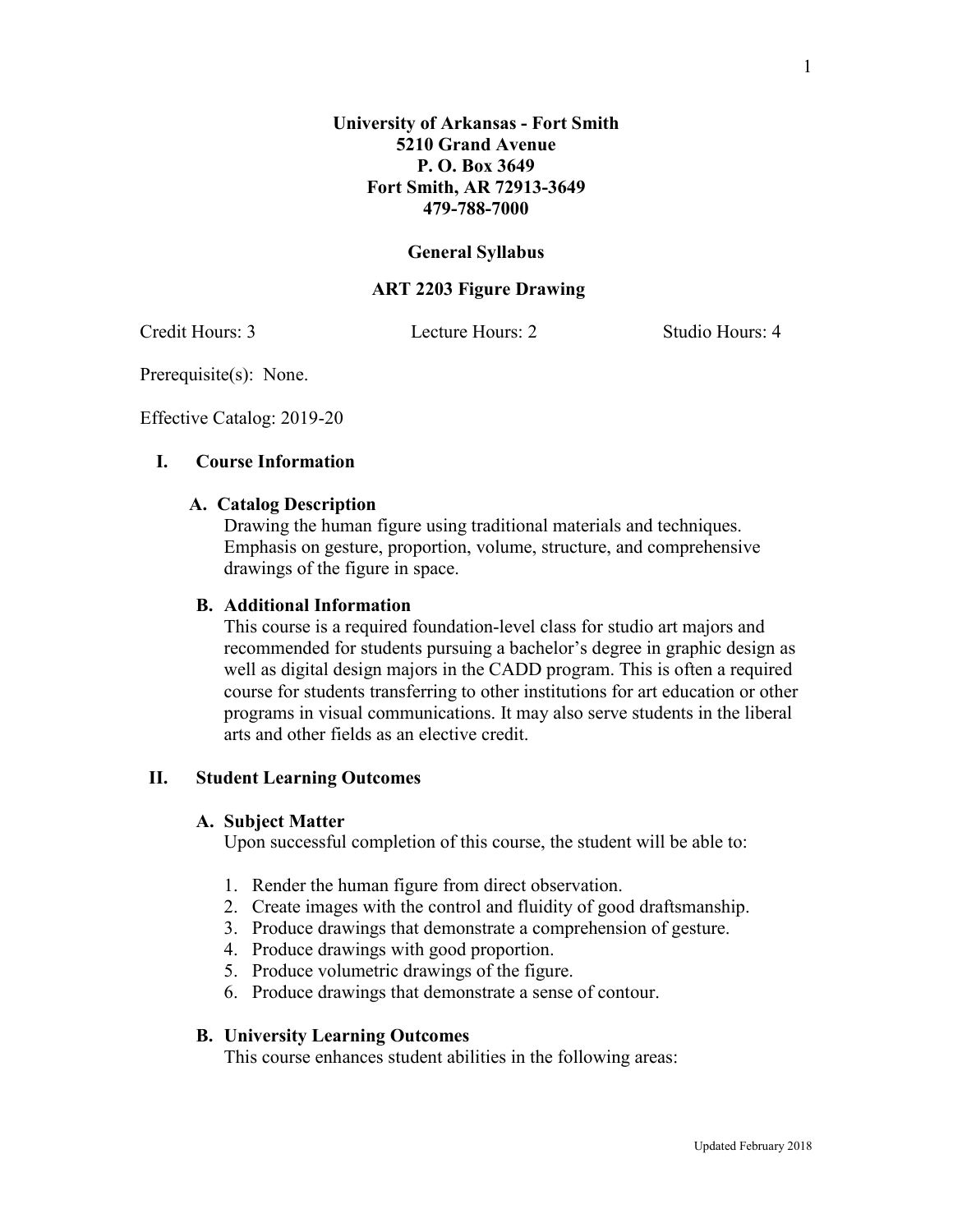**University of Arkansas - Fort Smith**
**5210 Grand Avenue**
**P. O. Box 3649**
**Fort Smith, AR 72913-3649**
**479-788-7000**

# General Syllabus

## ART 2203 Figure Drawing

Credit Hours: 3 Lecture Hours: 2 Studio Hours: 4

Prerequisite(s): None.

Effective Catalog: 2019-20

## I. Course Information

### A. Catalog Description

Drawing the human figure using traditional materials and techniques. Emphasis on gesture, proportion, volume, structure, and comprehensive drawings of the figure in space.

### B. Additional Information

This course is a required foundation-level class for studio art majors and recommended for students pursuing a bachelor's degree in graphic design as well as digital design majors in the CADD program. This is often a required course for students transferring to other institutions for art education or other programs in visual communications. It may also serve students in the liberal arts and other fields as an elective credit.

## II. Student Learning Outcomes

### A. Subject Matter

Upon successful completion of this course, the student will be able to:

1. Render the human figure from direct observation.
2. Create images with the control and fluidity of good draftsmanship.
3. Produce drawings that demonstrate a comprehension of gesture.
4. Produce drawings with good proportion.
5. Produce volumetric drawings of the figure.
6. Produce drawings that demonstrate a sense of contour.

### B. University Learning Outcomes

This course enhances student abilities in the following areas: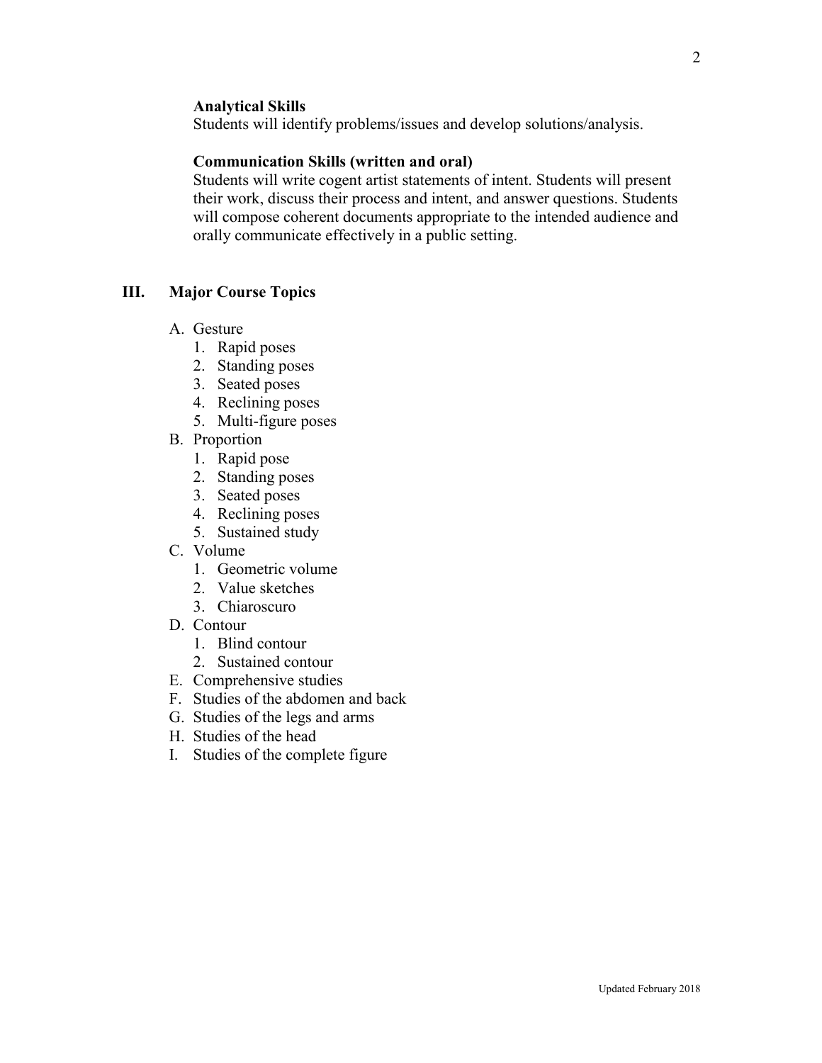**Analytical Skills**
Students will identify problems/issues and develop solutions/analysis.

**Communication Skills (written and oral)**
Students will write cogent artist statements of intent. Students will present their work, discuss their process and intent, and answer questions. Students will compose coherent documents appropriate to the intended audience and orally communicate effectively in a public setting.

## III. Major Course Topics

A. Gesture
   1. Rapid poses
   2. Standing poses
   3. Seated poses
   4. Reclining poses
   5. Multi-figure poses

B. Proportion
   1. Rapid pose
   2. Standing poses
   3. Seated poses
   4. Reclining poses
   5. Sustained study

C. Volume
   1. Geometric volume
   2. Value sketches
   3. Chiaroscuro

D. Contour
   1. Blind contour
   2. Sustained contour

E. Comprehensive studies

F. Studies of the abdomen and back

G. Studies of the legs and arms

H. Studies of the head

I. Studies of the complete figure

Updated February 2018